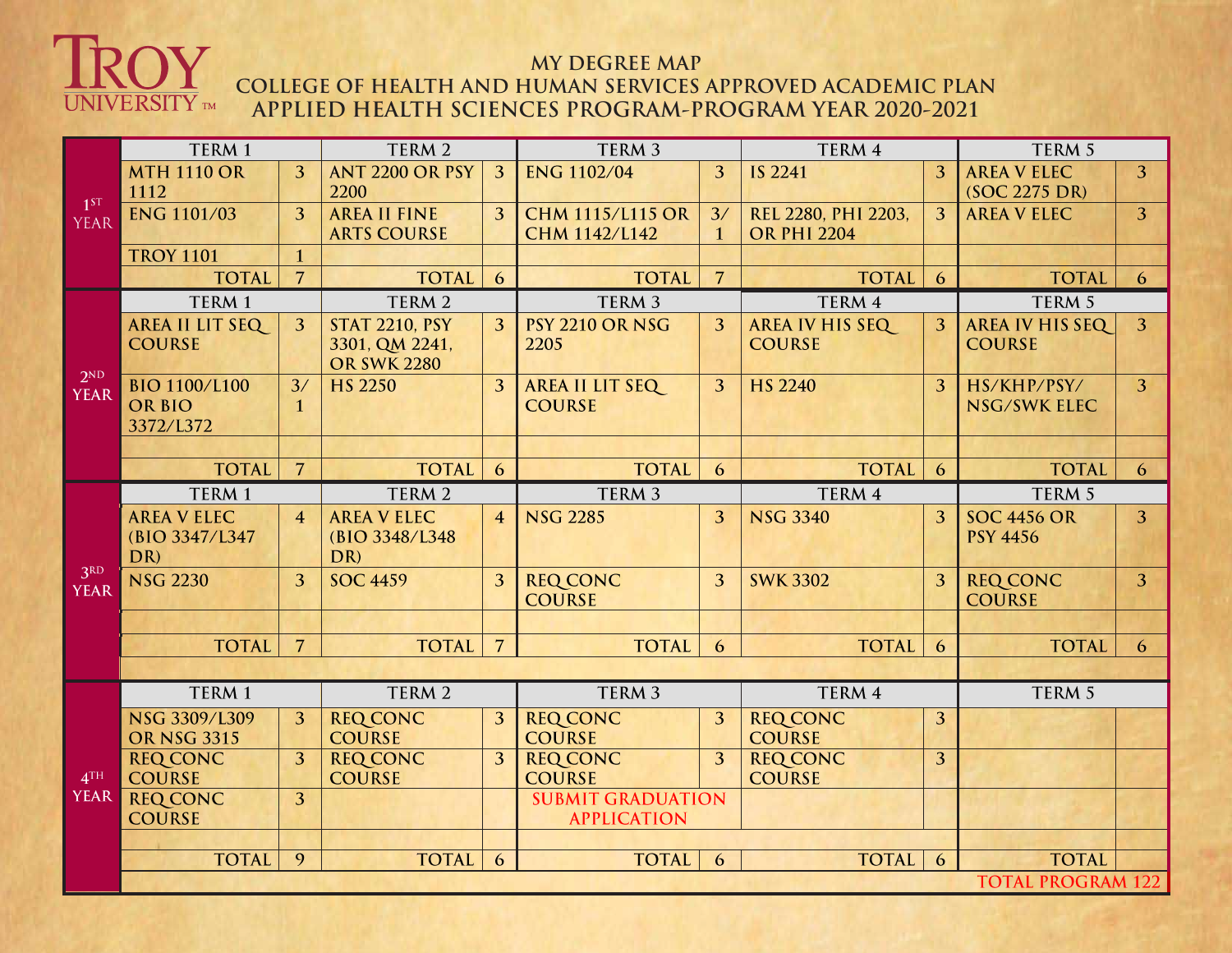TROY UNIVERSITY

# MY DEGREE MAP
## COLLEGE OF HEALTH AND HUMAN SERVICES APPROVED ACADEMIC PLAN
## APPLIED HEALTH SCIENCES PROGRAM-PROGRAM YEAR 2020-2021

| | TERM 1 | | TERM 2 | | TERM 3 | | TERM 4 | | TERM 5 | |
|---|---|---|---|---|---|---|---|---|---|---|
| **1ST YEAR** | MTH 1110 OR 1112 | 3 | ANT 2200 OR PSY 2200 | 3 | ENG 1102/04 | 3 | IS 2241 | 3 | AREA V ELEC (SOC 2275 DR) | 3 |
| | ENG 1101/03 | 3 | AREA II FINE ARTS COURSE | 3 | CHM 1115/L115 OR CHM 1142/L142 | 3/1 | REL 2280, PHI 2203, OR PHI 2204 | 3 | AREA V ELEC | 3 |
| | TROY 1101 | 1 | | | | | | | | |
| | TOTAL | 7 | TOTAL | 6 | TOTAL | 7 | TOTAL | 6 | TOTAL | 6 |
| | TERM 1 | | TERM 2 | | TERM 3 | | TERM 4 | | TERM 5 | |
| **2ND YEAR** | AREA II LIT SEQ COURSE | 3 | STAT 2210, PSY 3301, QM 2241, OR SWK 2280 | 3 | PSY 2210 OR NSG 2205 | 3 | AREA IV HIS SEQ COURSE | 3 | AREA IV HIS SEQ COURSE | 3 |
| | BIO 1100/L100 OR BIO 3372/L372 | 3/1 | HS 2250 | 3 | AREA II LIT SEQ COURSE | 3 | HS 2240 | 3 | HS/KHP/PSY/NSG/SWK ELEC | 3 |
| | | | | | | | | | | |
| | TOTAL | 7 | TOTAL | 6 | TOTAL | 6 | TOTAL | 6 | TOTAL | 6 |
| | TERM 1 | | TERM 2 | | TERM 3 | | TERM 4 | | TERM 5 | |
| **3RD YEAR** | AREA V ELEC (BIO 3347/L347 DR) | 4 | AREA V ELEC (BIO 3348/L348 DR) | 4 | NSG 2285 | 3 | NSG 3340 | 3 | SOC 4456 OR PSY 4456 | 3 |
| | NSG 2230 | 3 | SOC 4459 | 3 | REQ CONC COURSE | 3 | SWK 3302 | 3 | REQ CONC COURSE | 3 |
| | | | | | | | | | | |
| | TOTAL | 7 | TOTAL | 7 | TOTAL | 6 | TOTAL | 6 | TOTAL | 6 |
| | TERM 1 | | TERM 2 | | TERM 3 | | TERM 4 | | TERM 5 | |
| **4TH YEAR** | NSG 3309/L309 OR NSG 3315 | 3 | REQ CONC COURSE | 3 | REQ CONC COURSE | 3 | REQ CONC COURSE | 3 | | |
| | REQ CONC COURSE | 3 | REQ CONC COURSE | 3 | REQ CONC COURSE | 3 | REQ CONC COURSE | 3 | | |
| | REQ CONC COURSE | 3 | | | SUBMIT GRADUATION APPLICATION | | | | | |
| | | | | | | | | | | |
| | TOTAL | 9 | TOTAL | 6 | TOTAL | 6 | TOTAL | 6 | TOTAL | |
| | | | | | | | | | TOTAL PROGRAM 122 | |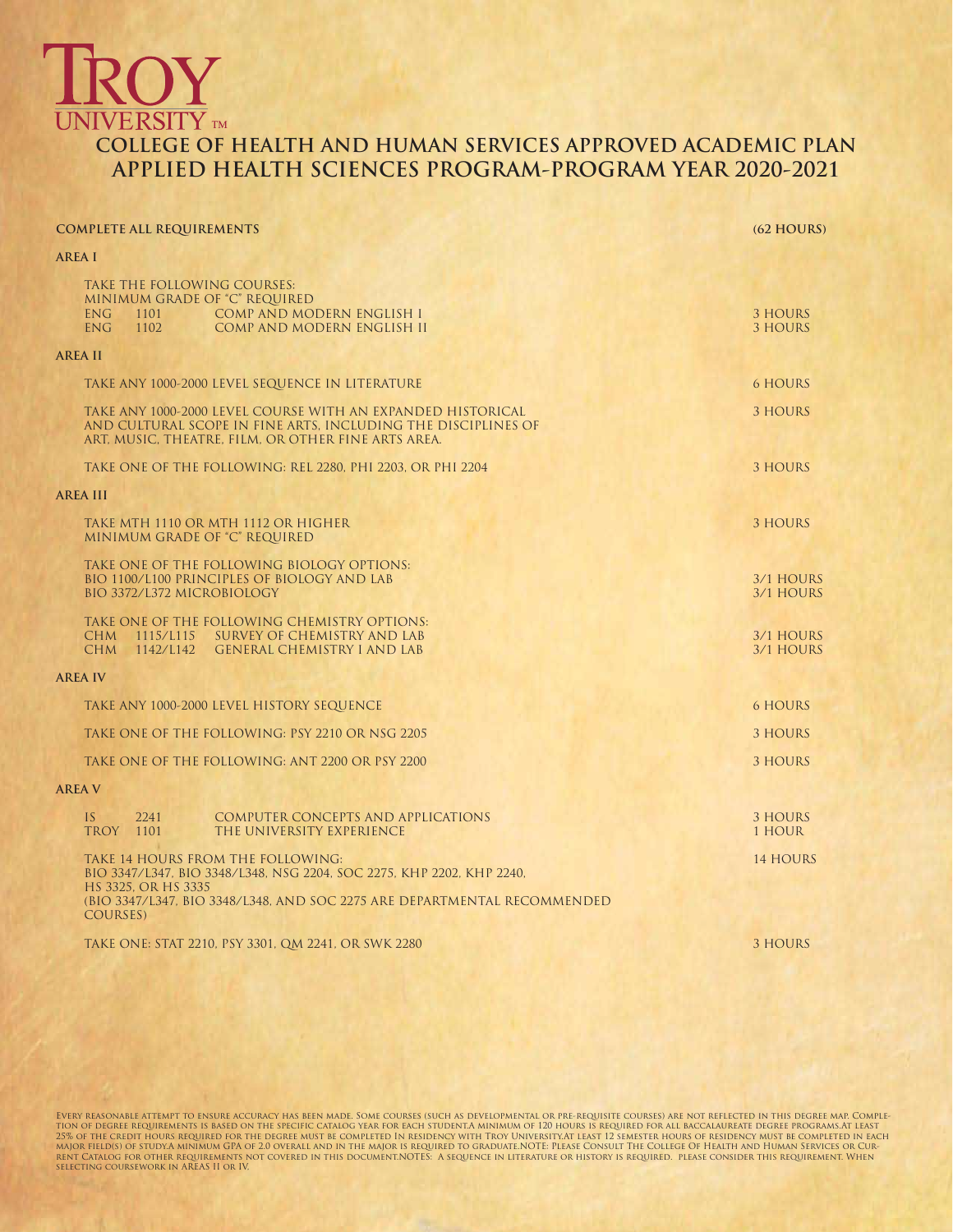# TROY UNIVERSITY™

## COLLEGE OF HEALTH AND HUMAN SERVICES APPROVED ACADEMIC PLAN
## APPLIED HEALTH SCIENCES PROGRAM-PROGRAM YEAR 2020-2021

**COMPLETE ALL REQUIREMENTS** **(62 HOURS)**

**AREA I**

TAKE THE FOLLOWING COURSES:
MINIMUM GRADE OF "C" REQUIRED

| | | | |
|---|---|---|---|
| ENG | 1101 | COMP AND MODERN ENGLISH I | 3 HOURS |
| ENG | 1102 | COMP AND MODERN ENGLISH II | 3 HOURS |

**AREA II**

TAKE ANY 1000-2000 LEVEL SEQUENCE IN LITERATURE — 6 HOURS

TAKE ANY 1000-2000 LEVEL COURSE WITH AN EXPANDED HISTORICAL AND CULTURAL SCOPE IN FINE ARTS, INCLUDING THE DISCIPLINES OF ART, MUSIC, THEATRE, FILM, OR OTHER FINE ARTS AREA. — 3 HOURS

TAKE ONE OF THE FOLLOWING: REL 2280, PHI 2203, OR PHI 2204 — 3 HOURS

**AREA III**

TAKE MTH 1110 OR MTH 1112 OR HIGHER
MINIMUM GRADE OF "C" REQUIRED — 3 HOURS

TAKE ONE OF THE FOLLOWING BIOLOGY OPTIONS:

| | |
|---|---|
| BIO 1100/L100 PRINCIPLES OF BIOLOGY AND LAB | 3/1 HOURS |
| BIO 3372/L372 MICROBIOLOGY | 3/1 HOURS |

TAKE ONE OF THE FOLLOWING CHEMISTRY OPTIONS:

| | | | |
|---|---|---|---|
| CHM | 1115/L115 | SURVEY OF CHEMISTRY AND LAB | 3/1 HOURS |
| CHM | 1142/L142 | GENERAL CHEMISTRY I AND LAB | 3/1 HOURS |

**AREA IV**

TAKE ANY 1000-2000 LEVEL HISTORY SEQUENCE — 6 HOURS

TAKE ONE OF THE FOLLOWING: PSY 2210 OR NSG 2205 — 3 HOURS

TAKE ONE OF THE FOLLOWING: ANT 2200 OR PSY 2200 — 3 HOURS

**AREA V**

| | | | |
|---|---|---|---|
| IS | 2241 | COMPUTER CONCEPTS AND APPLICATIONS | 3 HOURS |
| TROY | 1101 | THE UNIVERSITY EXPERIENCE | 1 HOUR |

TAKE 14 HOURS FROM THE FOLLOWING:
BIO 3347/L347, BIO 3348/L348, NSG 2204, SOC 2275, KHP 2202, KHP 2240, HS 3325, OR HS 3335
(BIO 3347/L347, BIO 3348/L348, AND SOC 2275 ARE DEPARTMENTAL RECOMMENDED COURSES) — 14 HOURS

TAKE ONE: STAT 2210, PSY 3301, QM 2241, OR SWK 2280 — 3 HOURS

EVERY REASONABLE ATTEMPT TO ENSURE ACCURACY HAS BEEN MADE. SOME COURSES (SUCH AS DEVELOPMENTAL OR PRE-REQUISITE COURSES) ARE NOT REFLECTED IN THIS DEGREE MAP. COMPLETION OF DEGREE REQUIREMENTS IS BASED ON THE SPECIFIC CATALOG YEAR FOR EACH STUDENT.A MINIMUM OF 120 HOURS IS REQUIRED FOR ALL BACCALAUREATE DEGREE PROGRAMS.AT LEAST 25% OF THE CREDIT HOURS REQUIRED FOR THE DEGREE MUST BE COMPLETED IN RESIDENCY WITH TROY UNIVERSITY.AT LEAST 12 SEMESTER HOURS OF RESIDENCY MUST BE COMPLETED IN EACH MAJOR FIELD(S) OF STUDY.A MINIMUM GPA OF 2.0 OVERALL AND IN THE MAJOR IS REQUIRED TO GRADUATE.NOTE: PLEASE CONSULT THE COLLEGE OF HEALTH AND HUMAN SERVICES OR CURRENT CATALOG FOR OTHER REQUIREMENTS NOT COVERED IN THIS DOCUMENT.NOTES: A SEQUENCE IN LITERATURE OR HISTORY IS REQUIRED. PLEASE CONSIDER THIS REQUIREMENT. WHEN SELECTING COURSEWORK IN AREAS II OR IV.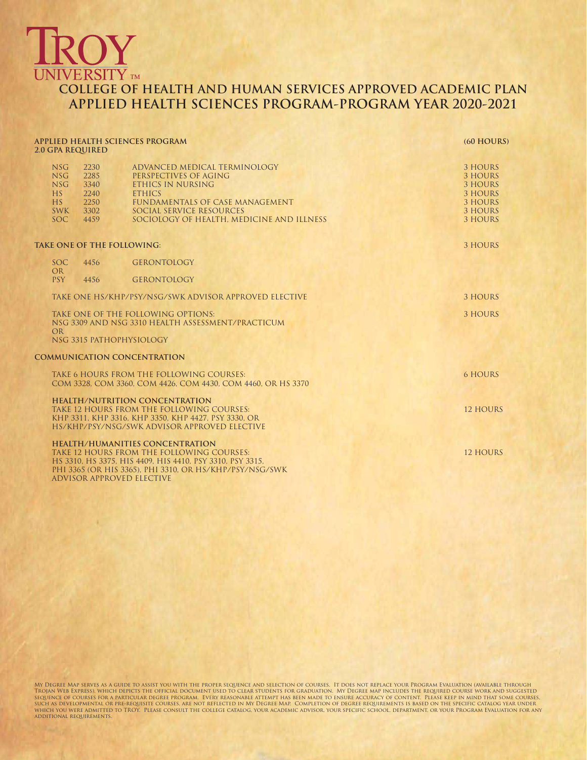# TROY UNIVERSITY

## COLLEGE OF HEALTH AND HUMAN SERVICES APPROVED ACADEMIC PLAN
## APPLIED HEALTH SCIENCES PROGRAM-PROGRAM YEAR 2020-2021

**APPLIED HEALTH SCIENCES PROGRAM** **(60 HOURS)**
**2.0 GPA REQUIRED**

| | | | |
|---|---|---|---|
| NSG | 2230 | ADVANCED MEDICAL TERMINOLOGY | 3 HOURS |
| NSG | 2285 | PERSPECTIVES OF AGING | 3 HOURS |
| NSG | 3340 | ETHICS IN NURSING | 3 HOURS |
| HS | 2240 | ETHICS | 3 HOURS |
| HS | 2250 | FUNDAMENTALS OF CASE MANAGEMENT | 3 HOURS |
| SWK | 3302 | SOCIAL SERVICE RESOURCES | 3 HOURS |
| SOC | 4459 | SOCIOLOGY OF HEALTH, MEDICINE AND ILLNESS | 3 HOURS |

**TAKE ONE OF THE FOLLOWING:** 3 HOURS

SOC 4456 GERONTOLOGY
OR
PSY 4456 GERONTOLOGY

TAKE ONE HS/KHP/PSY/NSG/SWK ADVISOR APPROVED ELECTIVE — 3 HOURS

TAKE ONE OF THE FOLLOWING OPTIONS: — 3 HOURS
NSG 3309 AND NSG 3310 HEALTH ASSESSMENT/PRACTICUM
OR
NSG 3315 PATHOPHYSIOLOGY

**COMMUNICATION CONCENTRATION**

TAKE 6 HOURS FROM THE FOLLOWING COURSES: — 6 HOURS
COM 3328, COM 3360, COM 4426, COM 4430, COM 4460, OR HS 3370

**HEALTH/NUTRITION CONCENTRATION**
TAKE 12 HOURS FROM THE FOLLOWING COURSES: — 12 HOURS
KHP 3311, KHP 3316, KHP 3350, KHP 4427, PSY 3330, OR
HS/KHP/PSY/NSG/SWK ADVISOR APPROVED ELECTIVE

**HEALTH/HUMANITIES CONCENTRATION**
TAKE 12 HOURS FROM THE FOLLOWING COURSES: — 12 HOURS
HS 3310, HS 3375, HIS 4409, HIS 4410, PSY 3310, PSY 3315,
PHI 3365 (OR HIS 3365), PHI 3310, OR HS/KHP/PSY/NSG/SWK
ADVISOR APPROVED ELECTIVE

My Degree Map serves as a guide to assist you with the proper sequence and selection of courses. It does not replace your Program Evaluation (available through Trojan Web Express), which depicts the official document used to clear students for graduation. My Degree Map includes the required course work and suggested sequence of courses for a particular degree program. Every reasonable attempt has been made to ensure accuracy of content. Please keep in mind that some courses, such as developmental or pre-requisite courses, are not reflected in My Degree Map. Completion of degree requirements is based on the specific catalog year under which you were admitted to TROY. Please consult the college catalog, your academic advisor, your specific school, department, or your Program Evaluation for any additional requirements.